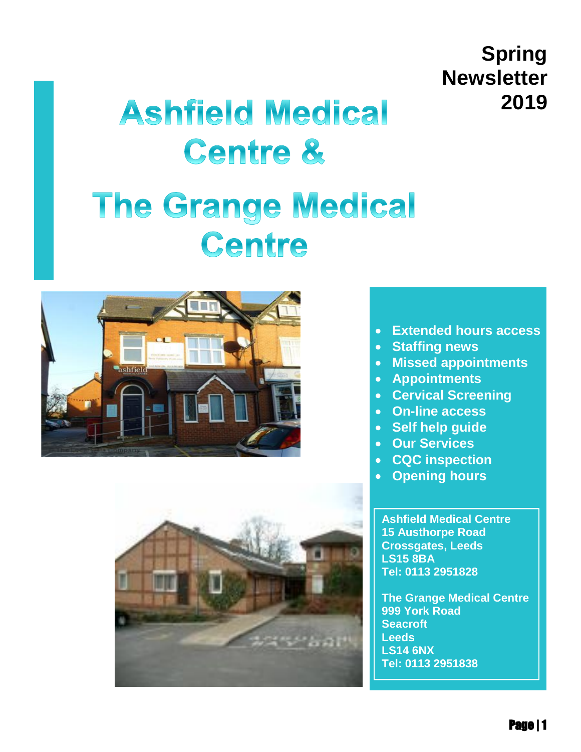**Spring Newsletter 2019**

# Ashfield Medical Centre &

# The Grange Medical Centre

- Extended hours access
- Staffing news
- Missed appointments
- Appointments
- Cervical Screening
- On-line access
- Self help guide
- Our Services
- CQC inspection
- Opening hours

**Ashfield Medical Centre**
**15 Austhorpe Road**
**Crossgates, Leeds**
**LS15 8BA**
**Tel: 0113 2951828**

**The Grange Medical Centre**
**999 York Road**
**Seacroft**
**Leeds**
**LS14 6NX**
**Tel: 0113 2951838**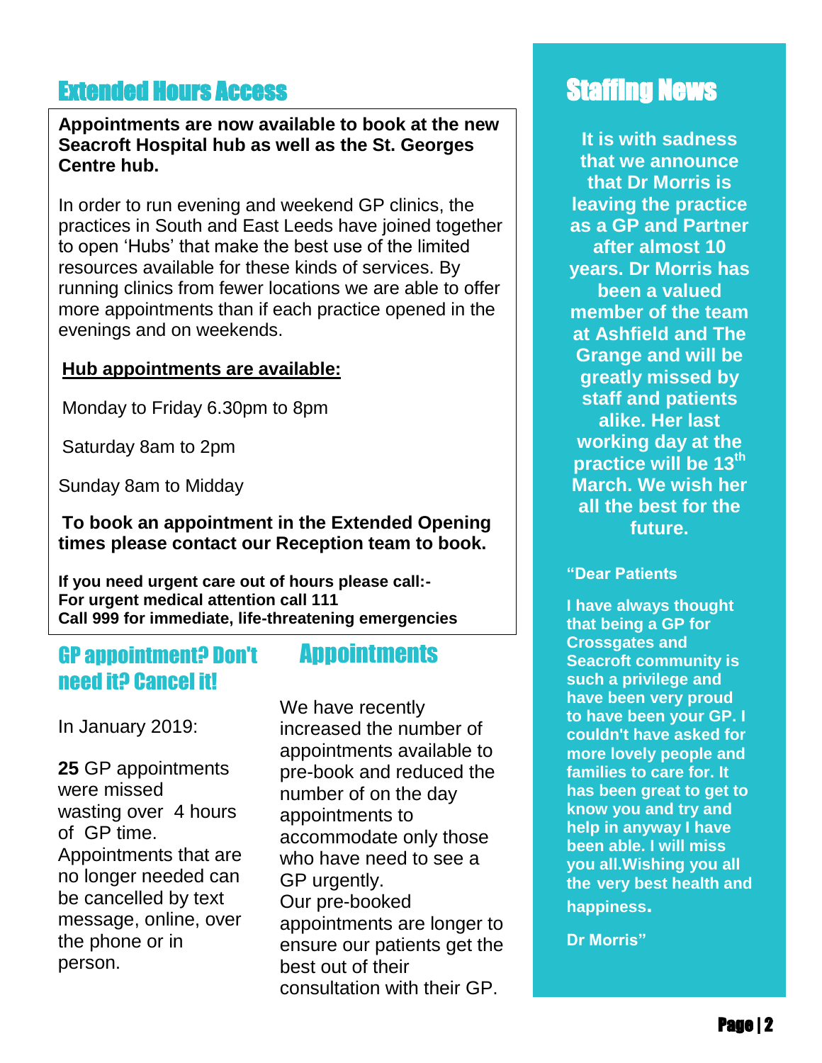## Extended Hours Access

**Appointments are now available to book at the new Seacroft Hospital hub as well as the St. Georges Centre hub.**

In order to run evening and weekend GP clinics, the practices in South and East Leeds have joined together to open 'Hubs' that make the best use of the limited resources available for these kinds of services. By running clinics from fewer locations we are able to offer more appointments than if each practice opened in the evenings and on weekends.

**Hub appointments are available:**

Monday to Friday 6.30pm to 8pm

Saturday 8am to 2pm

Sunday 8am to Midday

**To book an appointment in the Extended Opening times please contact our Reception team to book.**

**If you need urgent care out of hours please call:-**
**For urgent medical attention call 111**
**Call 999 for immediate, life-threatening emergencies**

## GP appointment? Don't need it? Cancel it!

In January 2019:

**25** GP appointments were missed wasting over 4 hours of GP time. Appointments that are no longer needed can be cancelled by text message, online, over the phone or in person.

## Appointments

We have recently increased the number of appointments available to pre-book and reduced the number of on the day appointments to accommodate only those who have need to see a GP urgently.
Our pre-booked appointments are longer to ensure our patients get the best out of their consultation with their GP.

## Staffing News

**It is with sadness that we announce that Dr Morris is leaving the practice as a GP and Partner after almost 10 years. Dr Morris has been a valued member of the team at Ashfield and The Grange and will be greatly missed by staff and patients alike. Her last working day at the practice will be 13th March. We wish her all the best for the future.**

**"Dear Patients**

**I have always thought that being a GP for Crossgates and Seacroft community is such a privilege and have been very proud to have been your GP. I couldn't have asked for more lovely people and families to care for. It has been great to get to know you and try and help in anyway I have been able. I will miss you all.Wishing you all the very best health and happiness.**

**Dr Morris"**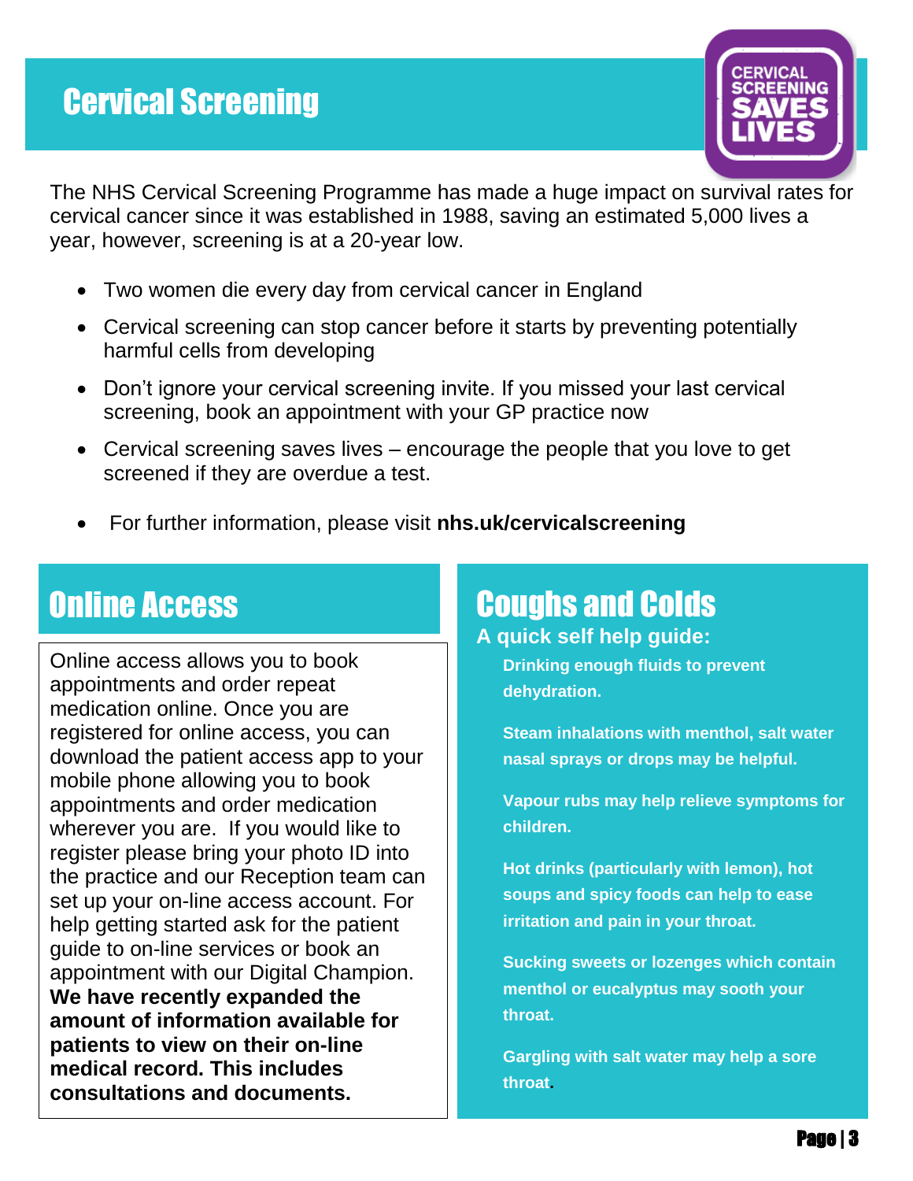## Cervical Screening

CERVICAL SCREENING SAVES LIVES

The NHS Cervical Screening Programme has made a huge impact on survival rates for cervical cancer since it was established in 1988, saving an estimated 5,000 lives a year, however, screening is at a 20-year low.

- Two women die every day from cervical cancer in England
- Cervical screening can stop cancer before it starts by preventing potentially harmful cells from developing
- Don't ignore your cervical screening invite. If you missed your last cervical screening, book an appointment with your GP practice now
- Cervical screening saves lives – encourage the people that you love to get screened if they are overdue a test.
- For further information, please visit **nhs.uk/cervicalscreening**

## Online Access

Online access allows you to book appointments and order repeat medication online. Once you are registered for online access, you can download the patient access app to your mobile phone allowing you to book appointments and order medication wherever you are. If you would like to register please bring your photo ID into the practice and our Reception team can set up your on-line access account. For help getting started ask for the patient guide to on-line services or book an appointment with our Digital Champion. **We have recently expanded the amount of information available for patients to view on their on-line medical record. This includes consultations and documents.**

## Coughs and Colds

**A quick self help guide:**

**Drinking enough fluids to prevent dehydration.**

**Steam inhalations with menthol, salt water nasal sprays or drops may be helpful.**

**Vapour rubs may help relieve symptoms for children.**

**Hot drinks (particularly with lemon), hot soups and spicy foods can help to ease irritation and pain in your throat.**

**Sucking sweets or lozenges which contain menthol or eucalyptus may sooth your throat.**

**Gargling with salt water may help a sore throat.**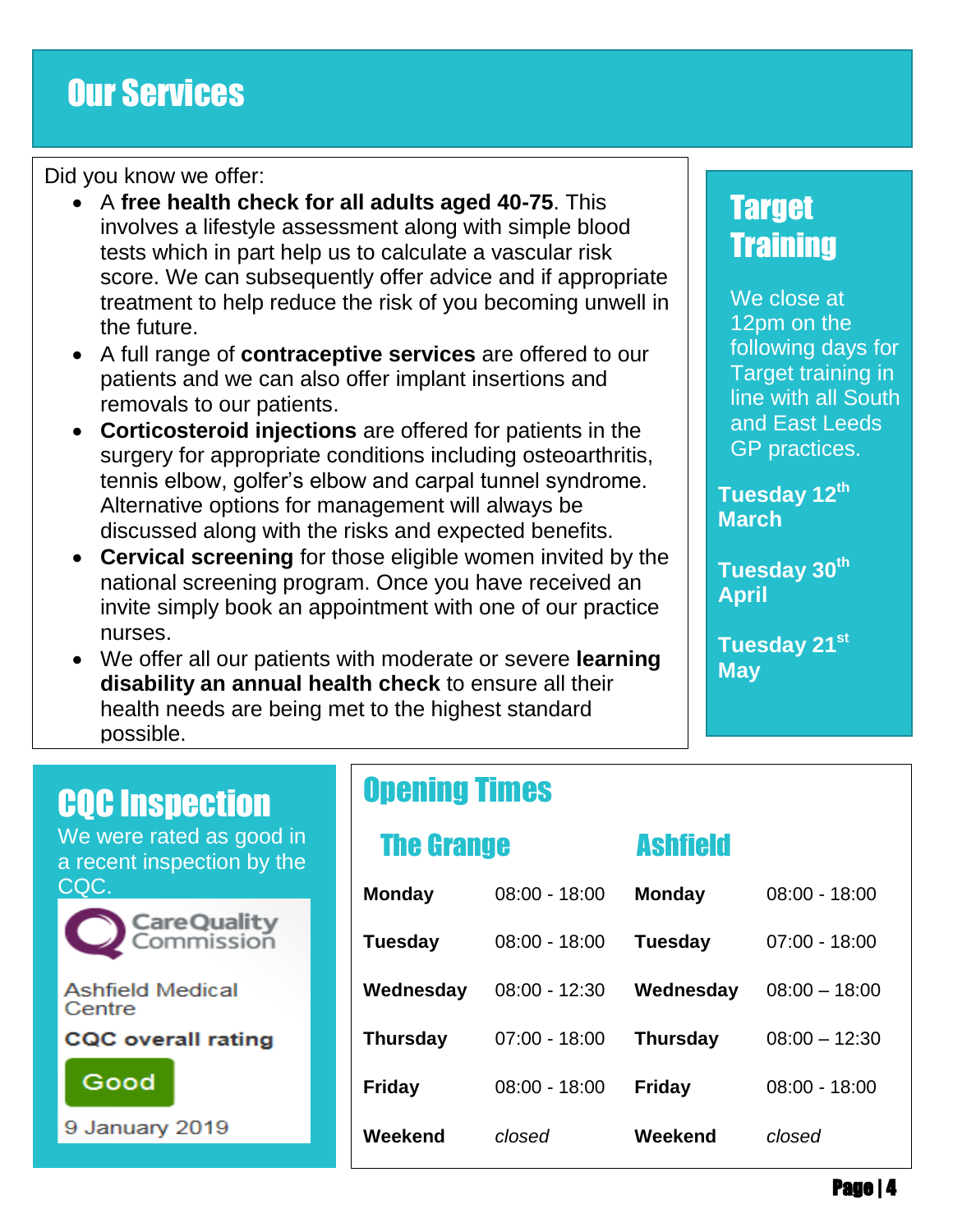# Our Services

Did you know we offer:

- A **free health check for all adults aged 40-75**. This involves a lifestyle assessment along with simple blood tests which in part help us to calculate a vascular risk score. We can subsequently offer advice and if appropriate treatment to help reduce the risk of you becoming unwell in the future.
- A full range of **contraceptive services** are offered to our patients and we can also offer implant insertions and removals to our patients.
- **Corticosteroid injections** are offered for patients in the surgery for appropriate conditions including osteoarthritis, tennis elbow, golfer's elbow and carpal tunnel syndrome. Alternative options for management will always be discussed along with the risks and expected benefits.
- **Cervical screening** for those eligible women invited by the national screening program. Once you have received an invite simply book an appointment with one of our practice nurses.
- We offer all our patients with moderate or severe **learning disability an annual health check** to ensure all their health needs are being met to the highest standard possible.

## Target Training

We close at 12pm on the following days for Target training in line with all South and East Leeds GP practices.

**Tuesday 12th March**

**Tuesday 30th April**

**Tuesday 21st May**

## CQC Inspection

We were rated as good in a recent inspection by the CQC.

Care Quality Commission

Ashfield Medical Centre

**CQC overall rating**

Good

9 January 2019

## Opening Times

| The Grange | | Ashfield | |
|---|---|---|---|
| **Monday** | 08:00 - 18:00 | **Monday** | 08:00 - 18:00 |
| **Tuesday** | 08:00 - 18:00 | **Tuesday** | 07:00 - 18:00 |
| **Wednesday** | 08:00 - 12:30 | **Wednesday** | 08:00 – 18:00 |
| **Thursday** | 07:00 - 18:00 | **Thursday** | 08:00 – 12:30 |
| **Friday** | 08:00 - 18:00 | **Friday** | 08:00 - 18:00 |
| **Weekend** | *closed* | **Weekend** | *closed* |